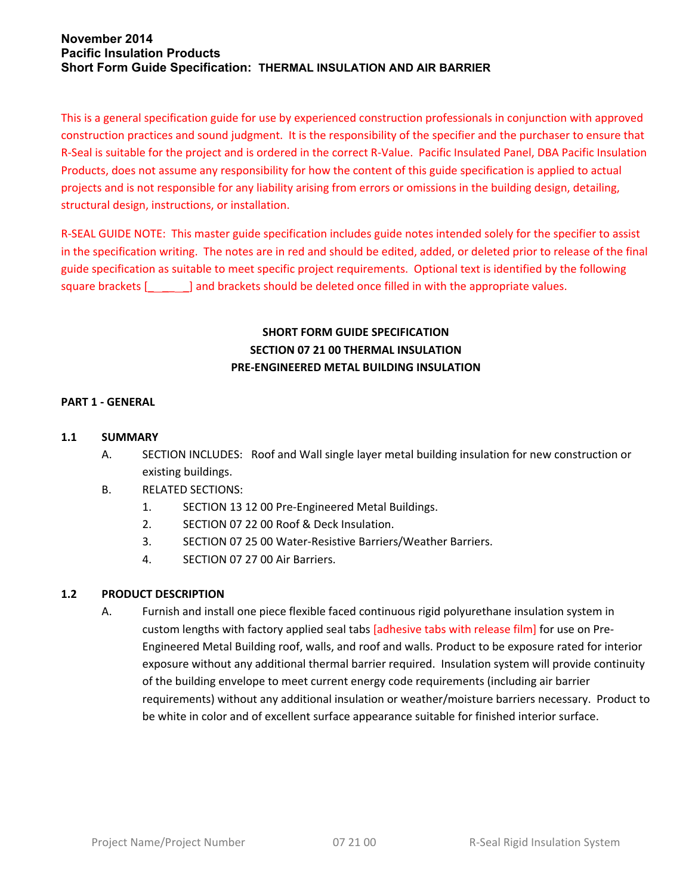**November 2014**
**Pacific Insulation Products**
**Short Form Guide Specification: THERMAL INSULATION AND AIR BARRIER**

This is a general specification guide for use by experienced construction professionals in conjunction with approved construction practices and sound judgment. It is the responsibility of the specifier and the purchaser to ensure that R-Seal is suitable for the project and is ordered in the correct R-Value. Pacific Insulated Panel, DBA Pacific Insulation Products, does not assume any responsibility for how the content of this guide specification is applied to actual projects and is not responsible for any liability arising from errors or omissions in the building design, detailing, structural design, instructions, or installation.

R-SEAL GUIDE NOTE: This master guide specification includes guide notes intended solely for the specifier to assist in the specification writing. The notes are in red and should be edited, added, or deleted prior to release of the final guide specification as suitable to meet specific project requirements. Optional text is identified by the following square brackets [______] and brackets should be deleted once filled in with the appropriate values.

**SHORT FORM GUIDE SPECIFICATION**
**SECTION 07 21 00 THERMAL INSULATION**
**PRE-ENGINEERED METAL BUILDING INSULATION**

## PART 1 - GENERAL

### 1.1 SUMMARY

A. SECTION INCLUDES: Roof and Wall single layer metal building insulation for new construction or existing buildings.

B. RELATED SECTIONS:
   1. SECTION 13 12 00 Pre-Engineered Metal Buildings.
   2. SECTION 07 22 00 Roof & Deck Insulation.
   3. SECTION 07 25 00 Water-Resistive Barriers/Weather Barriers.
   4. SECTION 07 27 00 Air Barriers.

### 1.2 PRODUCT DESCRIPTION

A. Furnish and install one piece flexible faced continuous rigid polyurethane insulation system in custom lengths with factory applied seal tabs [adhesive tabs with release film] for use on Pre-Engineered Metal Building roof, walls, and roof and walls. Product to be exposure rated for interior exposure without any additional thermal barrier required. Insulation system will provide continuity of the building envelope to meet current energy code requirements (including air barrier requirements) without any additional insulation or weather/moisture barriers necessary. Product to be white in color and of excellent surface appearance suitable for finished interior surface.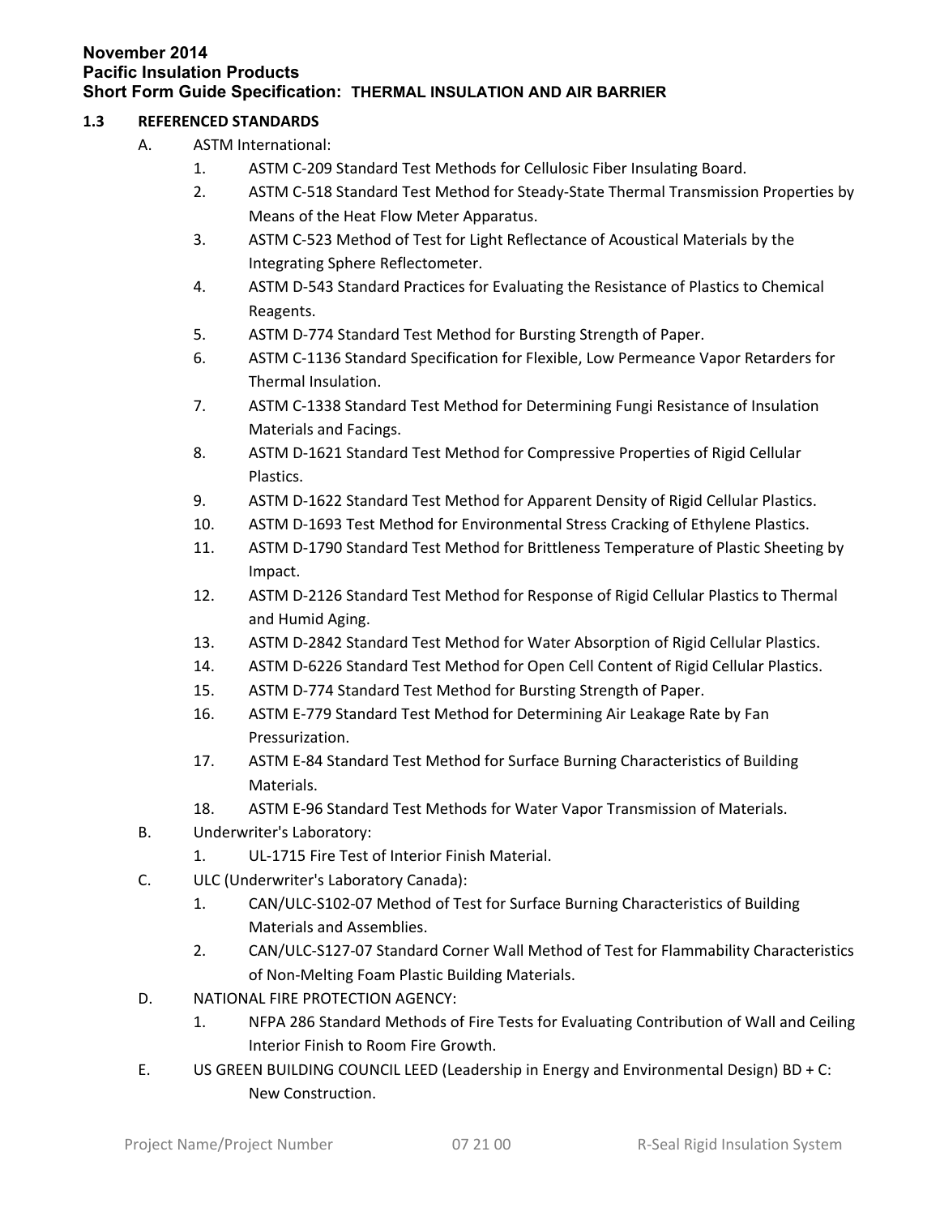### 1.3 REFERENCED STANDARDS

A. ASTM International:

1. ASTM C-209 Standard Test Methods for Cellulosic Fiber Insulating Board.
2. ASTM C-518 Standard Test Method for Steady-State Thermal Transmission Properties by Means of the Heat Flow Meter Apparatus.
3. ASTM C-523 Method of Test for Light Reflectance of Acoustical Materials by the Integrating Sphere Reflectometer.
4. ASTM D-543 Standard Practices for Evaluating the Resistance of Plastics to Chemical Reagents.
5. ASTM D-774 Standard Test Method for Bursting Strength of Paper.
6. ASTM C-1136 Standard Specification for Flexible, Low Permeance Vapor Retarders for Thermal Insulation.
7. ASTM C-1338 Standard Test Method for Determining Fungi Resistance of Insulation Materials and Facings.
8. ASTM D-1621 Standard Test Method for Compressive Properties of Rigid Cellular Plastics.
9. ASTM D-1622 Standard Test Method for Apparent Density of Rigid Cellular Plastics.
10. ASTM D-1693 Test Method for Environmental Stress Cracking of Ethylene Plastics.
11. ASTM D-1790 Standard Test Method for Brittleness Temperature of Plastic Sheeting by Impact.
12. ASTM D-2126 Standard Test Method for Response of Rigid Cellular Plastics to Thermal and Humid Aging.
13. ASTM D-2842 Standard Test Method for Water Absorption of Rigid Cellular Plastics.
14. ASTM D-6226 Standard Test Method for Open Cell Content of Rigid Cellular Plastics.
15. ASTM D-774 Standard Test Method for Bursting Strength of Paper.
16. ASTM E-779 Standard Test Method for Determining Air Leakage Rate by Fan Pressurization.
17. ASTM E-84 Standard Test Method for Surface Burning Characteristics of Building Materials.
18. ASTM E-96 Standard Test Methods for Water Vapor Transmission of Materials.

B. Underwriter's Laboratory:

1. UL-1715 Fire Test of Interior Finish Material.

C. ULC (Underwriter's Laboratory Canada):

1. CAN/ULC-S102-07 Method of Test for Surface Burning Characteristics of Building Materials and Assemblies.
2. CAN/ULC-S127-07 Standard Corner Wall Method of Test for Flammability Characteristics of Non-Melting Foam Plastic Building Materials.

D. NATIONAL FIRE PROTECTION AGENCY:

1. NFPA 286 Standard Methods of Fire Tests for Evaluating Contribution of Wall and Ceiling Interior Finish to Room Fire Growth.

E. US GREEN BUILDING COUNCIL LEED (Leadership in Energy and Environmental Design) BD + C: New Construction.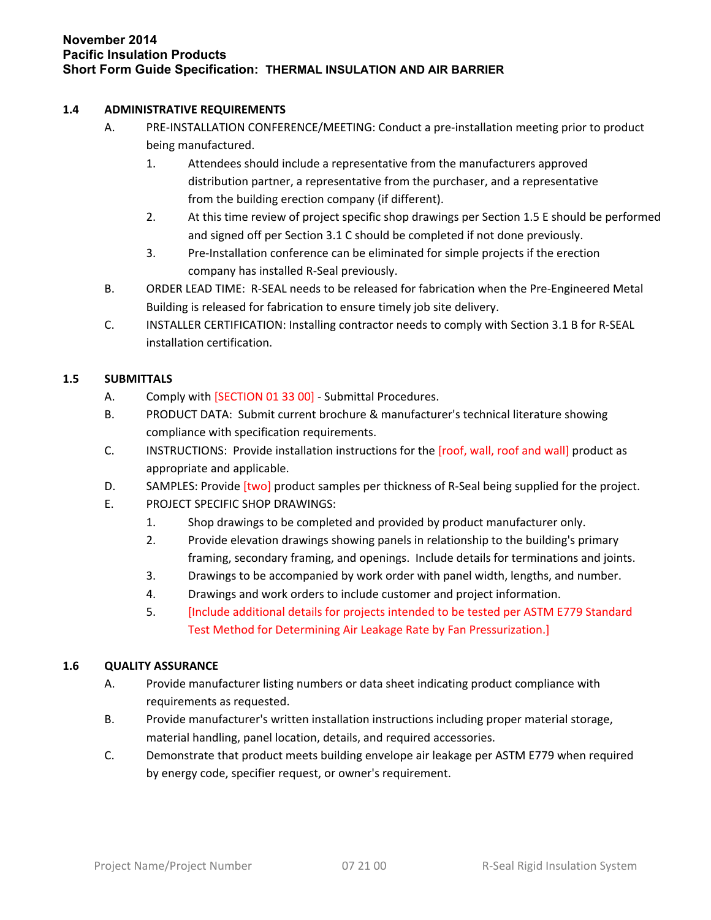### 1.4 ADMINISTRATIVE REQUIREMENTS

A. PRE-INSTALLATION CONFERENCE/MEETING: Conduct a pre-installation meeting prior to product being manufactured.

1. Attendees should include a representative from the manufacturers approved distribution partner, a representative from the purchaser, and a representative from the building erection company (if different).
2. At this time review of project specific shop drawings per Section 1.5 E should be performed and signed off per Section 3.1 C should be completed if not done previously.
3. Pre-Installation conference can be eliminated for simple projects if the erection company has installed R-Seal previously.

B. ORDER LEAD TIME: R-SEAL needs to be released for fabrication when the Pre-Engineered Metal Building is released for fabrication to ensure timely job site delivery.

C. INSTALLER CERTIFICATION: Installing contractor needs to comply with Section 3.1 B for R-SEAL installation certification.

### 1.5 SUBMITTALS

A. Comply with [SECTION 01 33 00] - Submittal Procedures.

B. PRODUCT DATA: Submit current brochure & manufacturer's technical literature showing compliance with specification requirements.

C. INSTRUCTIONS: Provide installation instructions for the [roof, wall, roof and wall] product as appropriate and applicable.

D. SAMPLES: Provide [two] product samples per thickness of R-Seal being supplied for the project.

E. PROJECT SPECIFIC SHOP DRAWINGS:

1. Shop drawings to be completed and provided by product manufacturer only.
2. Provide elevation drawings showing panels in relationship to the building's primary framing, secondary framing, and openings. Include details for terminations and joints.
3. Drawings to be accompanied by work order with panel width, lengths, and number.
4. Drawings and work orders to include customer and project information.
5. [Include additional details for projects intended to be tested per ASTM E779 Standard Test Method for Determining Air Leakage Rate by Fan Pressurization.]

### 1.6 QUALITY ASSURANCE

A. Provide manufacturer listing numbers or data sheet indicating product compliance with requirements as requested.

B. Provide manufacturer's written installation instructions including proper material storage, material handling, panel location, details, and required accessories.

C. Demonstrate that product meets building envelope air leakage per ASTM E779 when required by energy code, specifier request, or owner's requirement.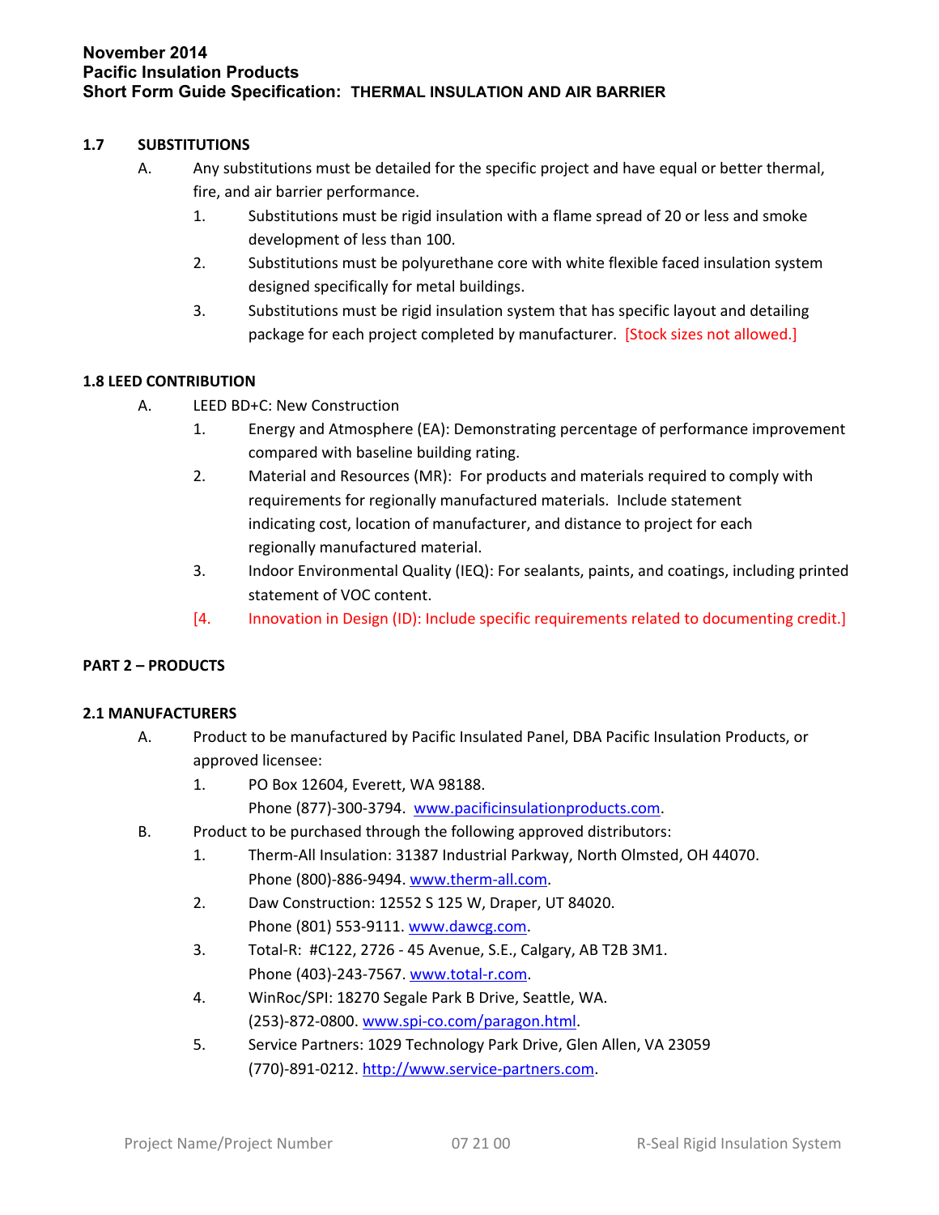### 1.7 SUBSTITUTIONS

A. Any substitutions must be detailed for the specific project and have equal or better thermal, fire, and air barrier performance.

1. Substitutions must be rigid insulation with a flame spread of 20 or less and smoke development of less than 100.
2. Substitutions must be polyurethane core with white flexible faced insulation system designed specifically for metal buildings.
3. Substitutions must be rigid insulation system that has specific layout and detailing package for each project completed by manufacturer. [Stock sizes not allowed.]

### 1.8 LEED CONTRIBUTION

A. LEED BD+C: New Construction

1. Energy and Atmosphere (EA): Demonstrating percentage of performance improvement compared with baseline building rating.
2. Material and Resources (MR): For products and materials required to comply with requirements for regionally manufactured materials. Include statement indicating cost, location of manufacturer, and distance to project for each regionally manufactured material.
3. Indoor Environmental Quality (IEQ): For sealants, paints, and coatings, including printed statement of VOC content.
4. [Innovation in Design (ID): Include specific requirements related to documenting credit.]

## PART 2 – PRODUCTS

### 2.1 MANUFACTURERS

A. Product to be manufactured by Pacific Insulated Panel, DBA Pacific Insulation Products, or approved licensee:

1. PO Box 12604, Everett, WA 98188.
   Phone (877)-300-3794. www.pacificinsulationproducts.com.

B. Product to be purchased through the following approved distributors:

1. Therm-All Insulation: 31387 Industrial Parkway, North Olmsted, OH 44070.
   Phone (800)-886-9494. www.therm-all.com.
2. Daw Construction: 12552 S 125 W, Draper, UT 84020.
   Phone (801) 553-9111. www.dawcg.com.
3. Total-R: #C122, 2726 - 45 Avenue, S.E., Calgary, AB T2B 3M1.
   Phone (403)-243-7567. www.total-r.com.
4. WinRoc/SPI: 18270 Segale Park B Drive, Seattle, WA.
   (253)-872-0800. www.spi-co.com/paragon.html.
5. Service Partners: 1029 Technology Park Drive, Glen Allen, VA 23059
   (770)-891-0212. http://www.service-partners.com.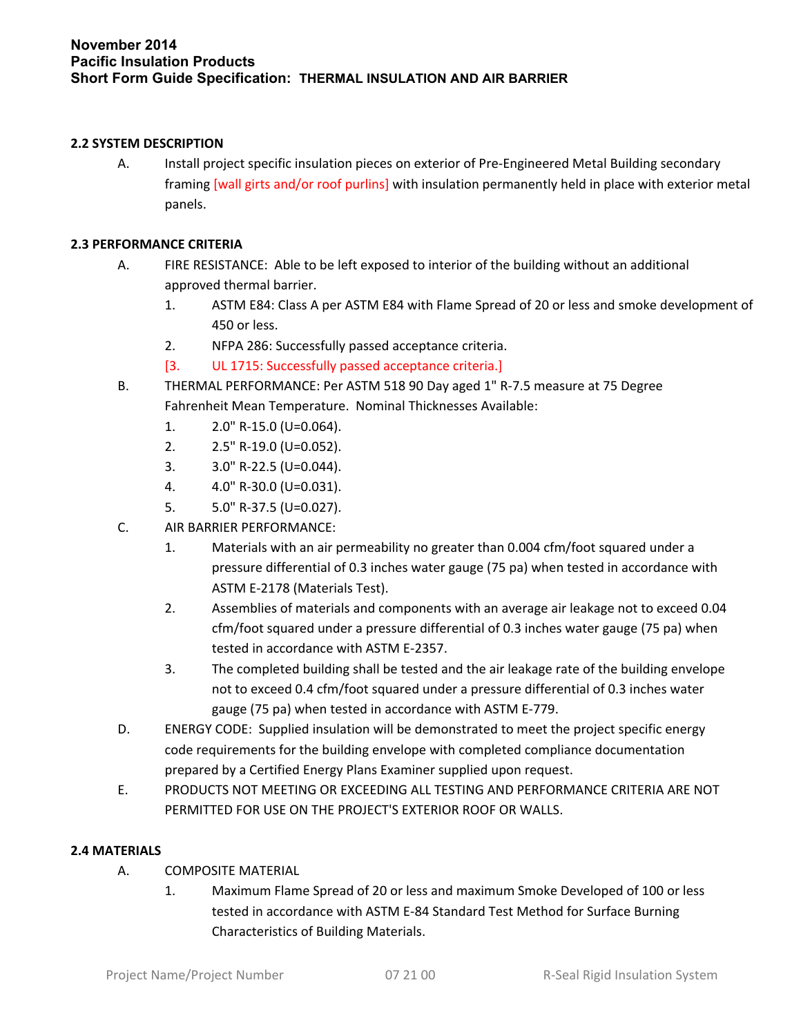### 2.2 SYSTEM DESCRIPTION

A. Install project specific insulation pieces on exterior of Pre-Engineered Metal Building secondary framing [wall girts and/or roof purlins] with insulation permanently held in place with exterior metal panels.

### 2.3 PERFORMANCE CRITERIA

A. FIRE RESISTANCE: Able to be left exposed to interior of the building without an additional approved thermal barrier.

1. ASTM E84: Class A per ASTM E84 with Flame Spread of 20 or less and smoke development of 450 or less.
2. NFPA 286: Successfully passed acceptance criteria.
[3. UL 1715: Successfully passed acceptance criteria.]

B. THERMAL PERFORMANCE: Per ASTM 518 90 Day aged 1" R-7.5 measure at 75 Degree Fahrenheit Mean Temperature. Nominal Thicknesses Available:

1. 2.0" R-15.0 (U=0.064).
2. 2.5" R-19.0 (U=0.052).
3. 3.0" R-22.5 (U=0.044).
4. 4.0" R-30.0 (U=0.031).
5. 5.0" R-37.5 (U=0.027).

C. AIR BARRIER PERFORMANCE:

1. Materials with an air permeability no greater than 0.004 cfm/foot squared under a pressure differential of 0.3 inches water gauge (75 pa) when tested in accordance with ASTM E-2178 (Materials Test).
2. Assemblies of materials and components with an average air leakage not to exceed 0.04 cfm/foot squared under a pressure differential of 0.3 inches water gauge (75 pa) when tested in accordance with ASTM E-2357.
3. The completed building shall be tested and the air leakage rate of the building envelope not to exceed 0.4 cfm/foot squared under a pressure differential of 0.3 inches water gauge (75 pa) when tested in accordance with ASTM E-779.

D. ENERGY CODE: Supplied insulation will be demonstrated to meet the project specific energy code requirements for the building envelope with completed compliance documentation prepared by a Certified Energy Plans Examiner supplied upon request.

E. PRODUCTS NOT MEETING OR EXCEEDING ALL TESTING AND PERFORMANCE CRITERIA ARE NOT PERMITTED FOR USE ON THE PROJECT'S EXTERIOR ROOF OR WALLS.

### 2.4 MATERIALS

A. COMPOSITE MATERIAL

1. Maximum Flame Spread of 20 or less and maximum Smoke Developed of 100 or less tested in accordance with ASTM E-84 Standard Test Method for Surface Burning Characteristics of Building Materials.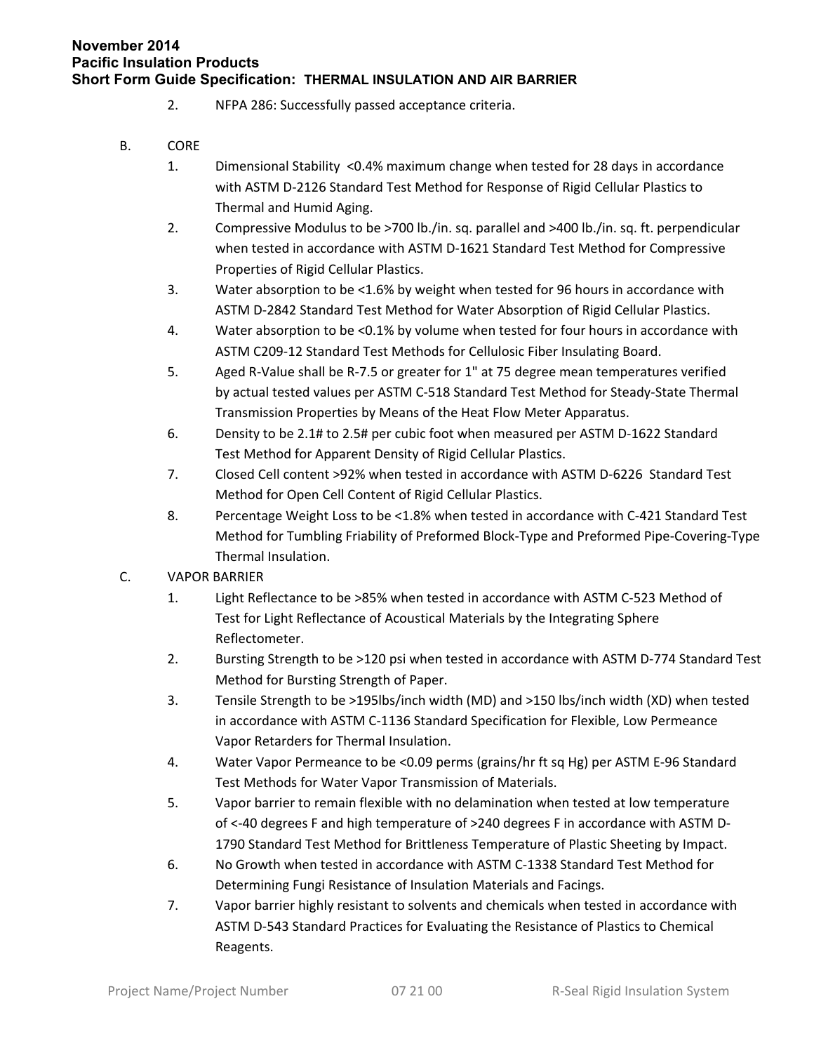2. NFPA 286: Successfully passed acceptance criteria.

B. CORE

1. Dimensional Stability <0.4% maximum change when tested for 28 days in accordance with ASTM D-2126 Standard Test Method for Response of Rigid Cellular Plastics to Thermal and Humid Aging.
2. Compressive Modulus to be >700 lb./in. sq. parallel and >400 lb./in. sq. ft. perpendicular when tested in accordance with ASTM D-1621 Standard Test Method for Compressive Properties of Rigid Cellular Plastics.
3. Water absorption to be <1.6% by weight when tested for 96 hours in accordance with ASTM D-2842 Standard Test Method for Water Absorption of Rigid Cellular Plastics.
4. Water absorption to be <0.1% by volume when tested for four hours in accordance with ASTM C209-12 Standard Test Methods for Cellulosic Fiber Insulating Board.
5. Aged R-Value shall be R-7.5 or greater for 1" at 75 degree mean temperatures verified by actual tested values per ASTM C-518 Standard Test Method for Steady-State Thermal Transmission Properties by Means of the Heat Flow Meter Apparatus.
6. Density to be 2.1# to 2.5# per cubic foot when measured per ASTM D-1622 Standard Test Method for Apparent Density of Rigid Cellular Plastics.
7. Closed Cell content >92% when tested in accordance with ASTM D-6226 Standard Test Method for Open Cell Content of Rigid Cellular Plastics.
8. Percentage Weight Loss to be <1.8% when tested in accordance with C-421 Standard Test Method for Tumbling Friability of Preformed Block-Type and Preformed Pipe-Covering-Type Thermal Insulation.

C. VAPOR BARRIER

1. Light Reflectance to be >85% when tested in accordance with ASTM C-523 Method of Test for Light Reflectance of Acoustical Materials by the Integrating Sphere Reflectometer.
2. Bursting Strength to be >120 psi when tested in accordance with ASTM D-774 Standard Test Method for Bursting Strength of Paper.
3. Tensile Strength to be >195lbs/inch width (MD) and >150 lbs/inch width (XD) when tested in accordance with ASTM C-1136 Standard Specification for Flexible, Low Permeance Vapor Retarders for Thermal Insulation.
4. Water Vapor Permeance to be <0.09 perms (grains/hr ft sq Hg) per ASTM E-96 Standard Test Methods for Water Vapor Transmission of Materials.
5. Vapor barrier to remain flexible with no delamination when tested at low temperature of <-40 degrees F and high temperature of >240 degrees F in accordance with ASTM D-1790 Standard Test Method for Brittleness Temperature of Plastic Sheeting by Impact.
6. No Growth when tested in accordance with ASTM C-1338 Standard Test Method for Determining Fungi Resistance of Insulation Materials and Facings.
7. Vapor barrier highly resistant to solvents and chemicals when tested in accordance with ASTM D-543 Standard Practices for Evaluating the Resistance of Plastics to Chemical Reagents.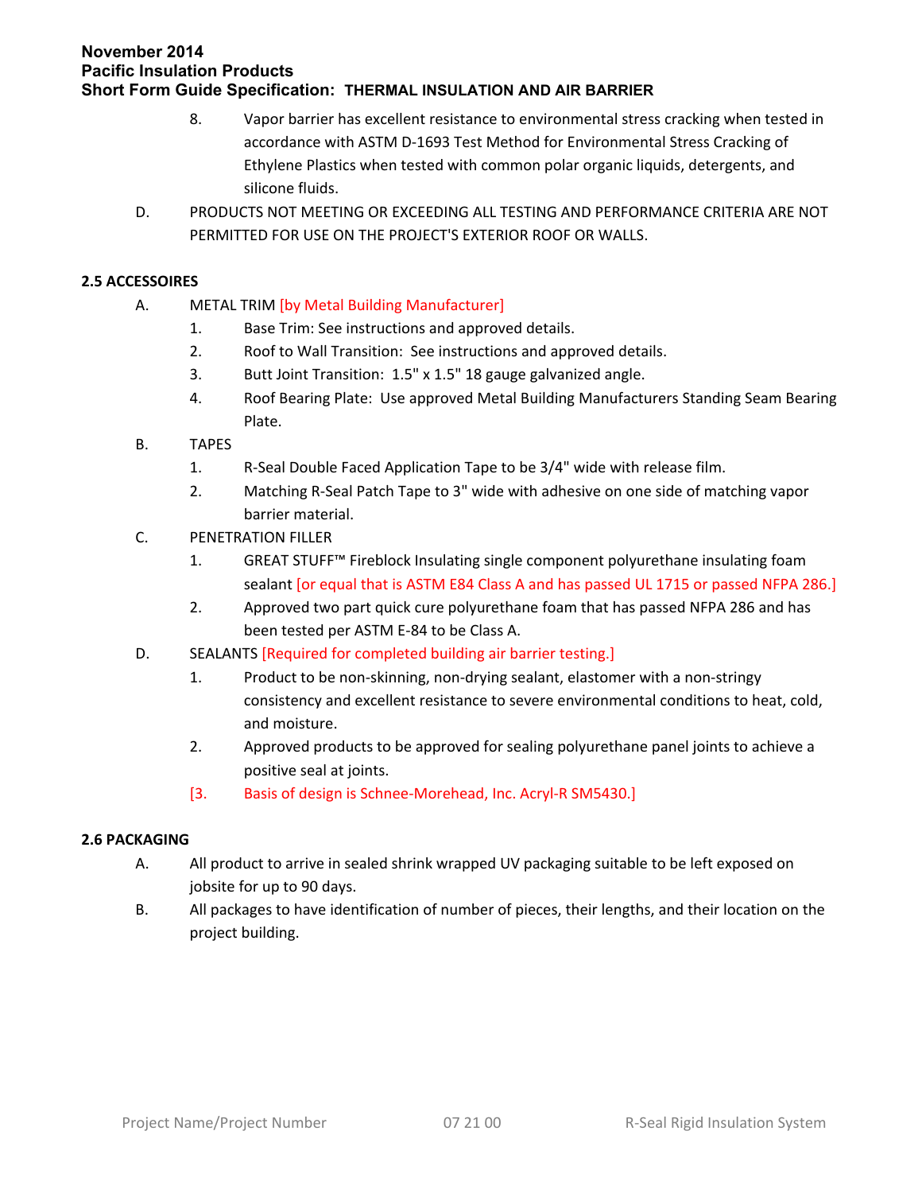8. Vapor barrier has excellent resistance to environmental stress cracking when tested in accordance with ASTM D-1693 Test Method for Environmental Stress Cracking of Ethylene Plastics when tested with common polar organic liquids, detergents, and silicone fluids.

D. PRODUCTS NOT MEETING OR EXCEEDING ALL TESTING AND PERFORMANCE CRITERIA ARE NOT PERMITTED FOR USE ON THE PROJECT'S EXTERIOR ROOF OR WALLS.

**2.5 ACCESSOIRES**

A. METAL TRIM [by Metal Building Manufacturer]
   1. Base Trim: See instructions and approved details.
   2. Roof to Wall Transition: See instructions and approved details.
   3. Butt Joint Transition: 1.5" x 1.5" 18 gauge galvanized angle.
   4. Roof Bearing Plate: Use approved Metal Building Manufacturers Standing Seam Bearing Plate.

B. TAPES
   1. R-Seal Double Faced Application Tape to be 3/4" wide with release film.
   2. Matching R-Seal Patch Tape to 3" wide with adhesive on one side of matching vapor barrier material.

C. PENETRATION FILLER
   1. GREAT STUFF™ Fireblock Insulating single component polyurethane insulating foam sealant [or equal that is ASTM E84 Class A and has passed UL 1715 or passed NFPA 286.]
   2. Approved two part quick cure polyurethane foam that has passed NFPA 286 and has been tested per ASTM E-84 to be Class A.

D. SEALANTS [Required for completed building air barrier testing.]
   1. Product to be non-skinning, non-drying sealant, elastomer with a non-stringy consistency and excellent resistance to severe environmental conditions to heat, cold, and moisture.
   2. Approved products to be approved for sealing polyurethane panel joints to achieve a positive seal at joints.
   [3. Basis of design is Schnee-Morehead, Inc. Acryl-R SM5430.]

**2.6 PACKAGING**

A. All product to arrive in sealed shrink wrapped UV packaging suitable to be left exposed on jobsite for up to 90 days.

B. All packages to have identification of number of pieces, their lengths, and their location on the project building.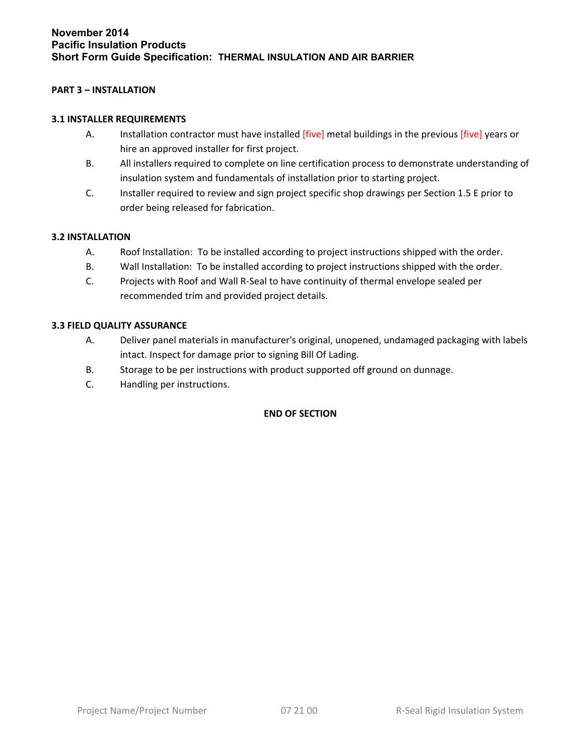## PART 3 – INSTALLATION

### 3.1 INSTALLER REQUIREMENTS

A. Installation contractor must have installed [five] metal buildings in the previous [five] years or hire an approved installer for first project.

B. All installers required to complete on line certification process to demonstrate understanding of insulation system and fundamentals of installation prior to starting project.

C. Installer required to review and sign project specific shop drawings per Section 1.5 E prior to order being released for fabrication.

### 3.2 INSTALLATION

A. Roof Installation: To be installed according to project instructions shipped with the order.

B. Wall Installation: To be installed according to project instructions shipped with the order.

C. Projects with Roof and Wall R-Seal to have continuity of thermal envelope sealed per recommended trim and provided project details.

### 3.3 FIELD QUALITY ASSURANCE

A. Deliver panel materials in manufacturer's original, unopened, undamaged packaging with labels intact. Inspect for damage prior to signing Bill Of Lading.

B. Storage to be per instructions with product supported off ground on dunnage.

C. Handling per instructions.

**END OF SECTION**